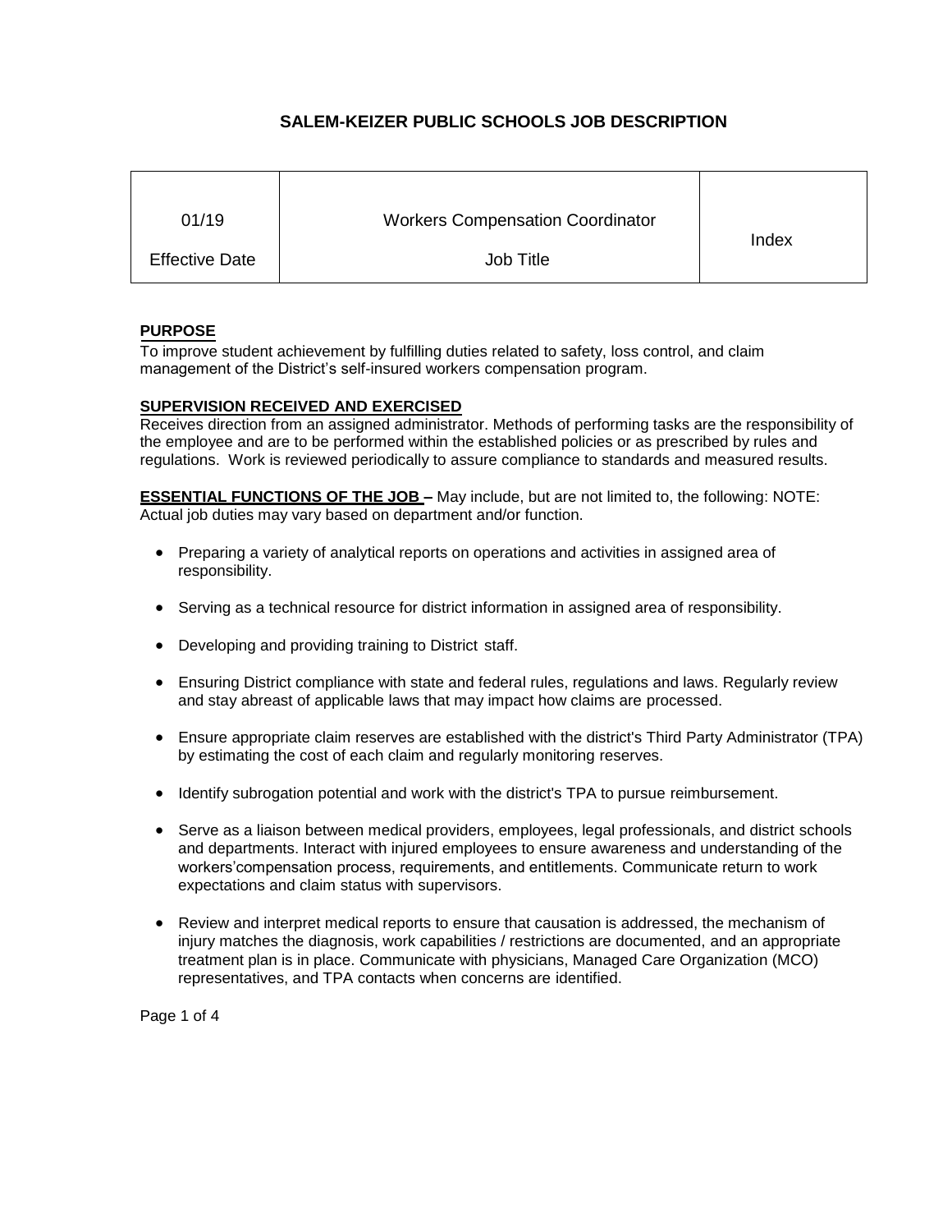# SALEM-KEIZER PUBLIC SCHOOLS JOB DESCRIPTION

| 01/19 | Workers Compensation Coordinator | Index |
|---|---|---|
| Effective Date | Job Title | |

## PURPOSE

To improve student achievement by fulfilling duties related to safety, loss control, and claim management of the District's self-insured workers compensation program.

## SUPERVISION RECEIVED AND EXERCISED

Receives direction from an assigned administrator. Methods of performing tasks are the responsibility of the employee and are to be performed within the established policies or as prescribed by rules and regulations. Work is reviewed periodically to assure compliance to standards and measured results.

**ESSENTIAL FUNCTIONS OF THE JOB –** May include, but are not limited to, the following: NOTE: Actual job duties may vary based on department and/or function.

- Preparing a variety of analytical reports on operations and activities in assigned area of responsibility.
- Serving as a technical resource for district information in assigned area of responsibility.
- Developing and providing training to District staff.
- Ensuring District compliance with state and federal rules, regulations and laws. Regularly review and stay abreast of applicable laws that may impact how claims are processed.
- Ensure appropriate claim reserves are established with the district's Third Party Administrator (TPA) by estimating the cost of each claim and regularly monitoring reserves.
- Identify subrogation potential and work with the district's TPA to pursue reimbursement.
- Serve as a liaison between medical providers, employees, legal professionals, and district schools and departments. Interact with injured employees to ensure awareness and understanding of the workers'compensation process, requirements, and entitlements. Communicate return to work expectations and claim status with supervisors.
- Review and interpret medical reports to ensure that causation is addressed, the mechanism of injury matches the diagnosis, work capabilities / restrictions are documented, and an appropriate treatment plan is in place. Communicate with physicians, Managed Care Organization (MCO) representatives, and TPA contacts when concerns are identified.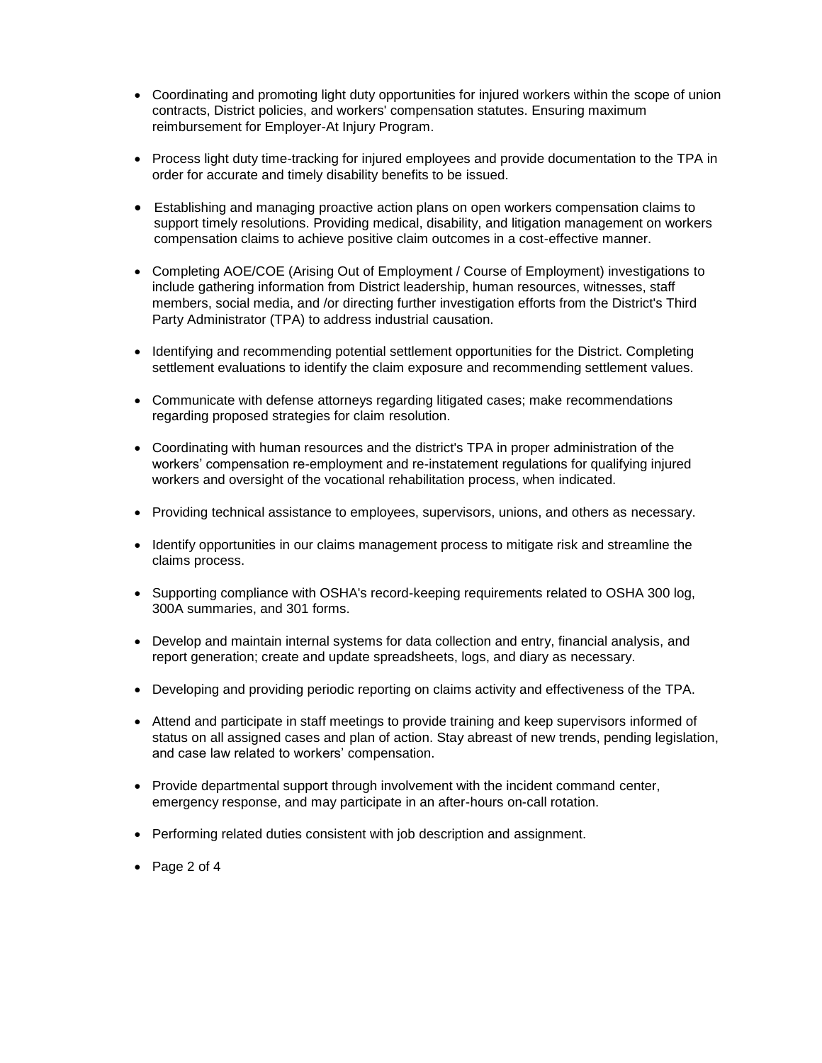- Coordinating and promoting light duty opportunities for injured workers within the scope of union contracts, District policies, and workers' compensation statutes. Ensuring maximum reimbursement for Employer-At Injury Program.
- Process light duty time-tracking for injured employees and provide documentation to the TPA in order for accurate and timely disability benefits to be issued.
- Establishing and managing proactive action plans on open workers compensation claims to support timely resolutions. Providing medical, disability, and litigation management on workers compensation claims to achieve positive claim outcomes in a cost-effective manner.
- Completing AOE/COE (Arising Out of Employment / Course of Employment) investigations to include gathering information from District leadership, human resources, witnesses, staff members, social media, and /or directing further investigation efforts from the District's Third Party Administrator (TPA) to address industrial causation.
- Identifying and recommending potential settlement opportunities for the District. Completing settlement evaluations to identify the claim exposure and recommending settlement values.
- Communicate with defense attorneys regarding litigated cases; make recommendations regarding proposed strategies for claim resolution.
- Coordinating with human resources and the district's TPA in proper administration of the workers' compensation re-employment and re-instatement regulations for qualifying injured workers and oversight of the vocational rehabilitation process, when indicated.
- Providing technical assistance to employees, supervisors, unions, and others as necessary.
- Identify opportunities in our claims management process to mitigate risk and streamline the claims process.
- Supporting compliance with OSHA's record-keeping requirements related to OSHA 300 log, 300A summaries, and 301 forms.
- Develop and maintain internal systems for data collection and entry, financial analysis, and report generation; create and update spreadsheets, logs, and diary as necessary.
- Developing and providing periodic reporting on claims activity and effectiveness of the TPA.
- Attend and participate in staff meetings to provide training and keep supervisors informed of status on all assigned cases and plan of action. Stay abreast of new trends, pending legislation, and case law related to workers' compensation.
- Provide departmental support through involvement with the incident command center, emergency response, and may participate in an after-hours on-call rotation.
- Performing related duties consistent with job description and assignment.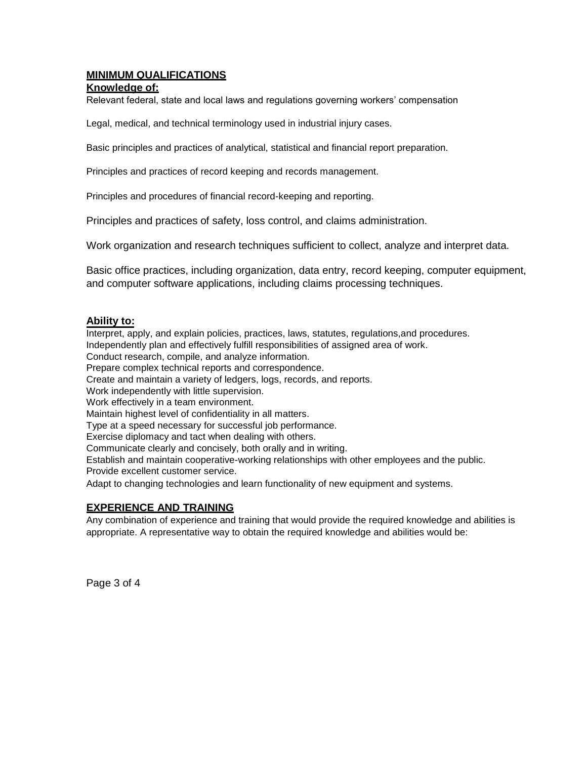## MINIMUM QUALIFICATIONS

### Knowledge of:

Relevant federal, state and local laws and regulations governing workers' compensation

Legal, medical, and technical terminology used in industrial injury cases.

Basic principles and practices of analytical, statistical and financial report preparation.

Principles and practices of record keeping and records management.

Principles and procedures of financial record-keeping and reporting.

Principles and practices of safety, loss control, and claims administration.

Work organization and research techniques sufficient to collect, analyze and interpret data.

Basic office practices, including organization, data entry, record keeping, computer equipment, and computer software applications, including claims processing techniques.

### Ability to:

Interpret, apply, and explain policies, practices, laws, statutes, regulations,and procedures.
Independently plan and effectively fulfill responsibilities of assigned area of work.
Conduct research, compile, and analyze information.
Prepare complex technical reports and correspondence.
Create and maintain a variety of ledgers, logs, records, and reports.
Work independently with little supervision.
Work effectively in a team environment.
Maintain highest level of confidentiality in all matters.
Type at a speed necessary for successful job performance.
Exercise diplomacy and tact when dealing with others.
Communicate clearly and concisely, both orally and in writing.
Establish and maintain cooperative-working relationships with other employees and the public.
Provide excellent customer service.
Adapt to changing technologies and learn functionality of new equipment and systems.

## EXPERIENCE AND TRAINING

Any combination of experience and training that would provide the required knowledge and abilities is appropriate. A representative way to obtain the required knowledge and abilities would be: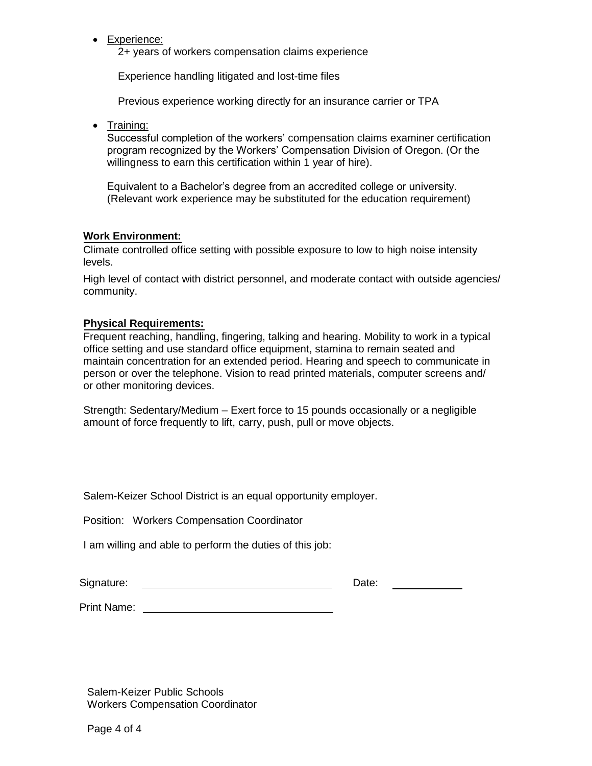- Experience:

  2+ years of workers compensation claims experience

  Experience handling litigated and lost-time files

  Previous experience working directly for an insurance carrier or TPA

- Training:

  Successful completion of the workers' compensation claims examiner certification program recognized by the Workers' Compensation Division of Oregon. (Or the willingness to earn this certification within 1 year of hire).

  Equivalent to a Bachelor's degree from an accredited college or university. (Relevant work experience may be substituted for the education requirement)

**Work Environment:**

Climate controlled office setting with possible exposure to low to high noise intensity levels.

High level of contact with district personnel, and moderate contact with outside agencies/ community.

**Physical Requirements:**

Frequent reaching, handling, fingering, talking and hearing. Mobility to work in a typical office setting and use standard office equipment, stamina to remain seated and maintain concentration for an extended period. Hearing and speech to communicate in person or over the telephone. Vision to read printed materials, computer screens and/ or other monitoring devices.

Strength: Sedentary/Medium – Exert force to 15 pounds occasionally or a negligible amount of force frequently to lift, carry, push, pull or move objects.

Salem-Keizer School District is an equal opportunity employer.

Position: Workers Compensation Coordinator

I am willing and able to perform the duties of this job:

Signature: ______________________________ Date: ____________

Print Name: ______________________________